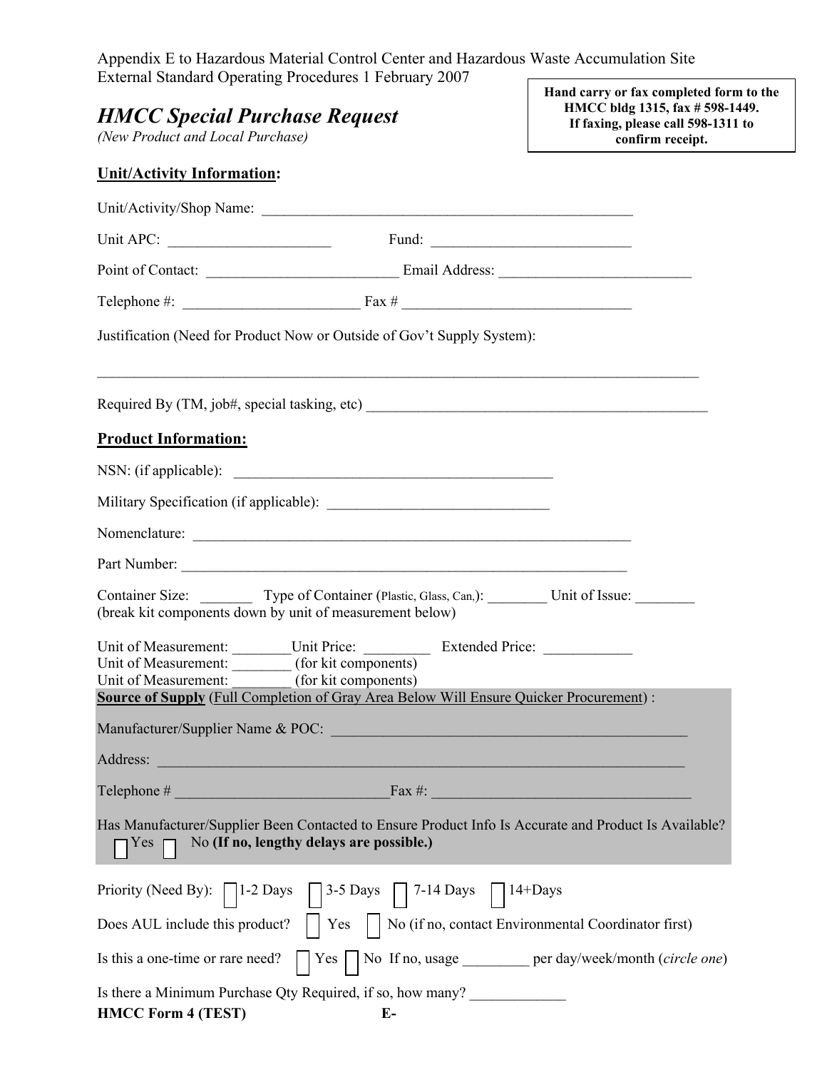Appendix E to Hazardous Material Control Center and Hazardous Waste Accumulation Site External Standard Operating Procedures 1 February 2007

**Hand carry or fax completed form to the HMCC bldg 1315, fax # 598-1449. If faxing, please call 598-1311 to confirm receipt.**

## *HMCC Special Purchase Request*

*(New Product and Local Purchase)*

### Unit/Activity Information:

Unit/Activity/Shop Name: ___________________________________________________

Unit APC: _____________________ Fund: ___________________________

Point of Contact: _________________________ Email Address: _________________________

Telephone #: _______________________ Fax # ______________________________

Justification (Need for Product Now or Outside of Gov't Supply System):

_____________________________________________________________________________________

Required By (TM, job#, special tasking, etc) _______________________________________________

### Product Information:

NSN: (if applicable): ___________________________________________

Military Specification (if applicable): _____________________________

Nomenclature: ____________________________________________________________

Part Number: ______________________________________________________________

Container Size: _______ Type of Container (Plastic, Glass, Can,): ________ Unit of Issue: ________
(break kit components down by unit of measurement below)

Unit of Measurement: ________Unit Price: _________ Extended Price: ___________
Unit of Measurement: ________ (for kit components)
Unit of Measurement: ________ (for kit components)

**Source of Supply** (Full Completion of Gray Area Below Will Ensure Quicker Procurement) :

Manufacturer/Supplier Name & POC: _______________________________________________

Address: ___________________________________________________________________

Telephone # ____________________________Fax #: __________________________________

Has Manufacturer/Supplier Been Contacted to Ensure Product Info Is Accurate and Product Is Available?
☐ Yes ☐ No **(If no, lengthy delays are possible.)**

Priority (Need By): ☐ 1-2 Days ☐ 3-5 Days ☐ 7-14 Days ☐ 14+Days

Does AUL include this product? ☐ Yes ☐ No (if no, contact Environmental Coordinator first)

Is this a one-time or rare need? ☐ Yes ☐ No If no, usage _________ per day/week/month (*circle one*)

Is there a Minimum Purchase Qty Required, if so, how many? _____________

**HMCC Form 4 (TEST)** **E-**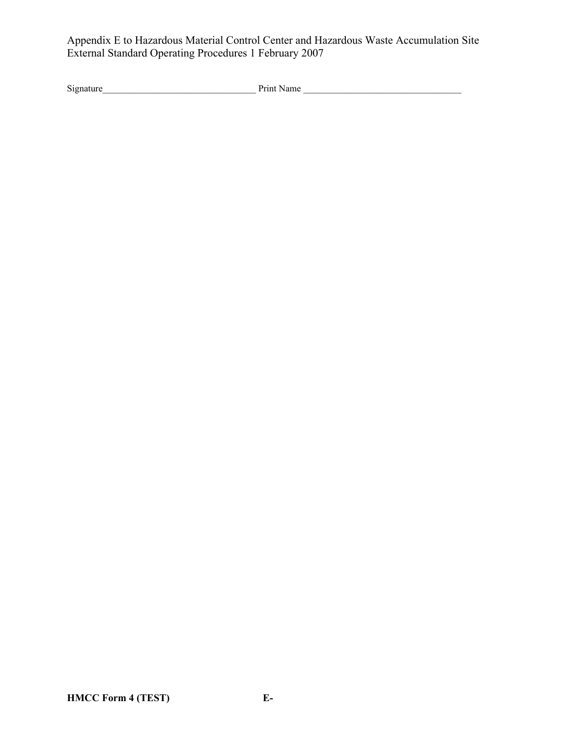Signature_________________________________ Print Name __________________________________